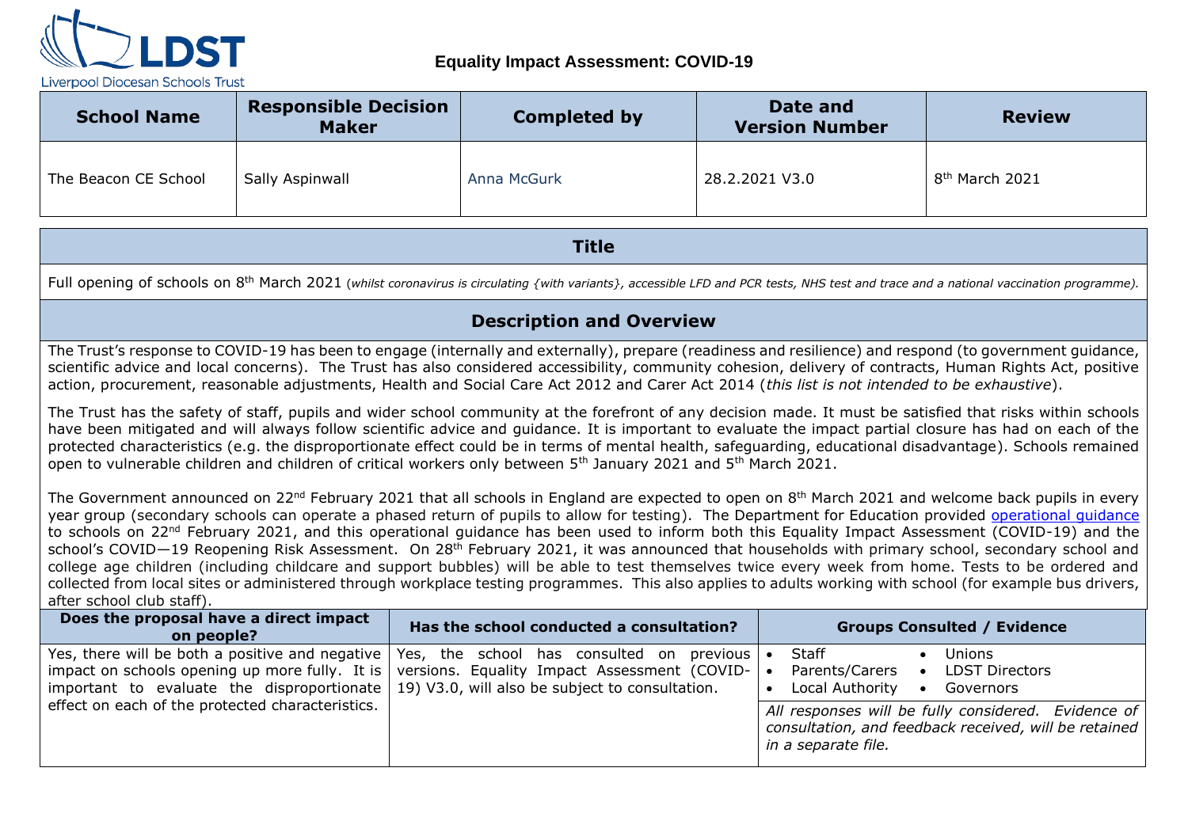Liverpool Diocesan Schools Trust

# Equality Impact Assessment: COVID-19

| School Name | Responsible Decision Maker | Completed by | Date and Version Number | Review |
|---|---|---|---|---|
| The Beacon CE School | Sally Aspinwall | Anna McGurk | 28.2.2021 V3.0 | 8th March 2021 |

## Title

Full opening of schools on 8th March 2021 (*whilst coronavirus is circulating {with variants}, accessible LFD and PCR tests, NHS test and trace and a national vaccination programme).*

## Description and Overview

The Trust's response to COVID-19 has been to engage (internally and externally), prepare (readiness and resilience) and respond (to government guidance, scientific advice and local concerns). The Trust has also considered accessibility, community cohesion, delivery of contracts, Human Rights Act, positive action, procurement, reasonable adjustments, Health and Social Care Act 2012 and Carer Act 2014 (*this list is not intended to be exhaustive*).

The Trust has the safety of staff, pupils and wider school community at the forefront of any decision made. It must be satisfied that risks within schools have been mitigated and will always follow scientific advice and guidance. It is important to evaluate the impact partial closure has had on each of the protected characteristics (e.g. the disproportionate effect could be in terms of mental health, safeguarding, educational disadvantage). Schools remained open to vulnerable children and children of critical workers only between 5th January 2021 and 5th March 2021.

The Government announced on 22nd February 2021 that all schools in England are expected to open on 8th March 2021 and welcome back pupils in every year group (secondary schools can operate a phased return of pupils to allow for testing). The Department for Education provided operational guidance to schools on 22nd February 2021, and this operational guidance has been used to inform both this Equality Impact Assessment (COVID-19) and the school's COVID—19 Reopening Risk Assessment. On 28th February 2021, it was announced that households with primary school, secondary school and college age children (including childcare and support bubbles) will be able to test themselves twice every week from home. Tests to be ordered and collected from local sites or administered through workplace testing programmes. This also applies to adults working with school (for example bus drivers, after school club staff).

| Does the proposal have a direct impact on people? | Has the school conducted a consultation? | Groups Consulted / Evidence |
|---|---|---|
| Yes, there will be both a positive and negative impact on schools opening up more fully. It is important to evaluate the disproportionate effect on each of the protected characteristics. | Yes, the school has consulted on previous versions. Equality Impact Assessment (COVID-19) V3.0, will also be subject to consultation. | • Staff • Unions • Parents/Carers • LDST Directors • Local Authority • Governors <br> *All responses will be fully considered. Evidence of consultation, and feedback received, will be retained in a separate file.* |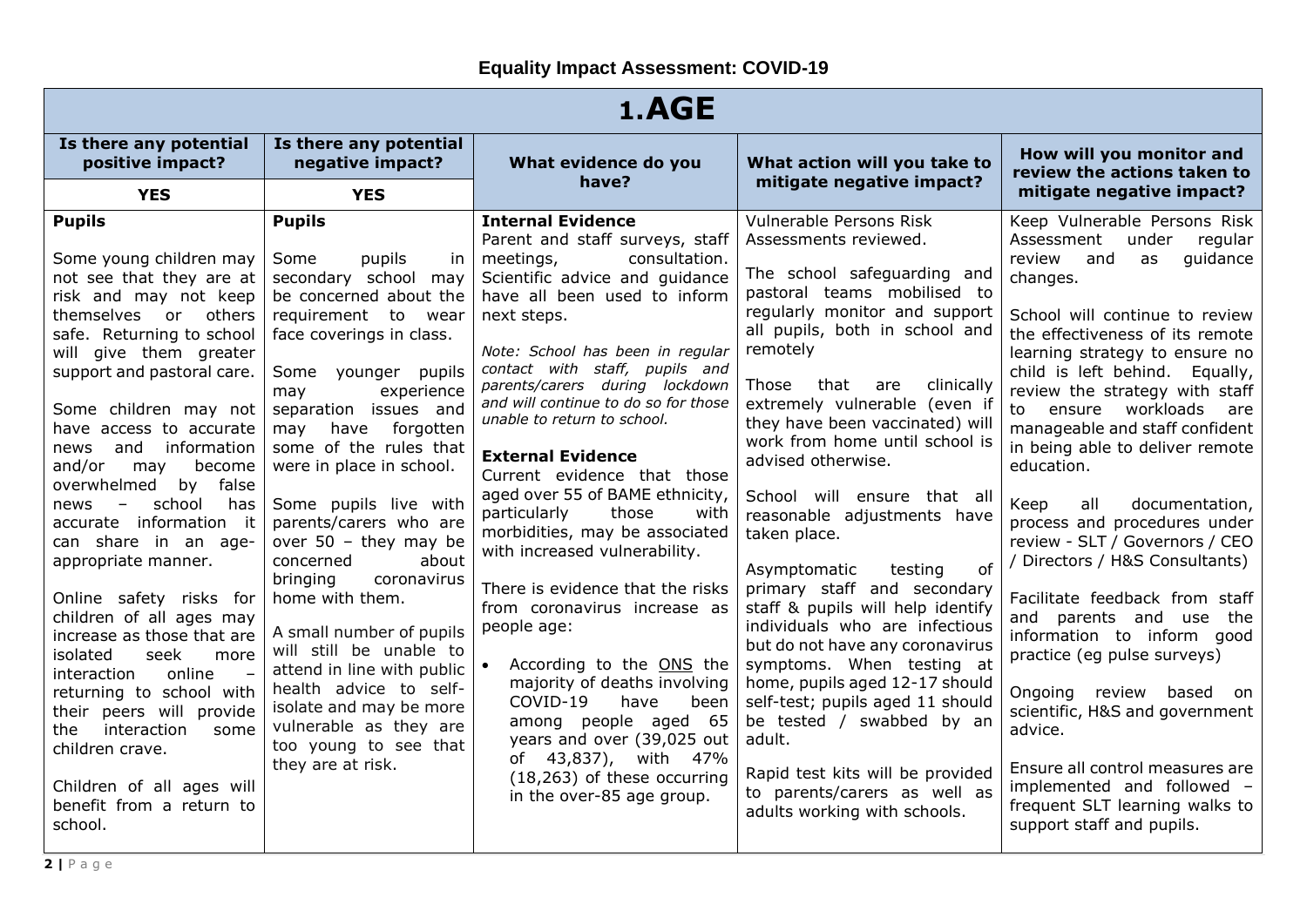## Equality Impact Assessment: COVID-19

| 1.AGE | | | | |
|---|---|---|---|---|
| **Is there any potential positive impact?** | **Is there any potential negative impact?** | **What evidence do you have?** | **What action will you take to mitigate negative impact?** | **How will you monitor and review the actions taken to mitigate negative impact?** |
| **YES** | **YES** | | | |
| **Pupils**<br><br>Some young children may not see that they are at risk and may not keep themselves or others safe. Returning to school will give them greater support and pastoral care.<br><br>Some children may not have access to accurate news and information and/or may become overwhelmed by false news – school has accurate information it can share in an age-appropriate manner.<br><br>Online safety risks for children of all ages may increase as those that are isolated seek more interaction online – returning to school with their peers will provide the interaction some children crave.<br><br>Children of all ages will benefit from a return to school. | **Pupils**<br><br>Some pupils in secondary school may be concerned about the requirement to wear face coverings in class.<br><br>Some younger pupils may experience separation issues and may have forgotten some of the rules that were in place in school.<br><br>Some pupils live with parents/carers who are over 50 – they may be concerned about bringing coronavirus home with them.<br><br>A small number of pupils will still be unable to attend in line with public health advice to self-isolate and may be more vulnerable as they are too young to see that they are at risk. | **Internal Evidence**<br>Parent and staff surveys, staff meetings, consultation. Scientific advice and guidance have all been used to inform next steps.<br><br>*Note: School has been in regular contact with staff, pupils and parents/carers during lockdown and will continue to do so for those unable to return to school.*<br><br>**External Evidence**<br>Current evidence that those aged over 55 of BAME ethnicity, particularly those with morbidities, may be associated with increased vulnerability.<br><br>There is evidence that the risks from coronavirus increase as people age:<br><br>• According to the ONS the majority of deaths involving COVID-19 have been among people aged 65 years and over (39,025 out of 43,837), with 47% (18,263) of these occurring in the over-85 age group. | Vulnerable Persons Risk Assessments reviewed.<br><br>The school safeguarding and pastoral teams mobilised to regularly monitor and support all pupils, both in school and remotely<br><br>Those that are clinically extremely vulnerable (even if they have been vaccinated) will work from home until school is advised otherwise.<br><br>School will ensure that all reasonable adjustments have taken place.<br><br>Asymptomatic testing of primary staff and secondary staff & pupils will help identify individuals who are infectious but do not have any coronavirus symptoms. When testing at home, pupils aged 12-17 should self-test; pupils aged 11 should be tested / swabbed by an adult.<br><br>Rapid test kits will be provided to parents/carers as well as adults working with schools. | Keep Vulnerable Persons Risk Assessment under regular review and as guidance changes.<br><br>School will continue to review the effectiveness of its remote learning strategy to ensure no child is left behind. Equally, review the strategy with staff to ensure workloads are manageable and staff confident in being able to deliver remote education.<br><br>Keep all documentation, process and procedures under review - SLT / Governors / CEO / Directors / H&S Consultants)<br><br>Facilitate feedback from staff and parents and use the information to inform good practice (eg pulse surveys)<br><br>Ongoing review based on scientific, H&S and government advice.<br><br>Ensure all control measures are implemented and followed – frequent SLT learning walks to support staff and pupils. |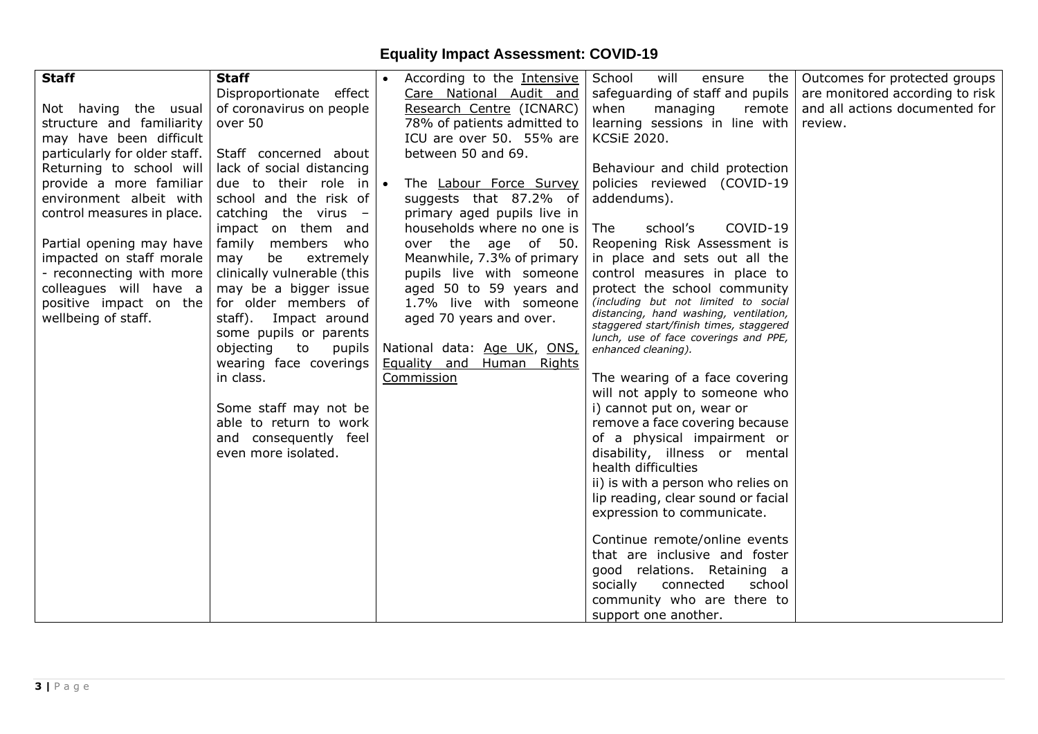## Equality Impact Assessment: COVID-19

| | | | | |
|---|---|---|---|---|
| **Staff**<br><br>Not having the usual structure and familiarity may have been difficult particularly for older staff. Returning to school will provide a more familiar environment albeit with control measures in place.<br><br>Partial opening may have impacted on staff morale - reconnecting with more colleagues will have a positive impact on the wellbeing of staff. | **Staff**<br>Disproportionate effect of coronavirus on people over 50<br><br>Staff concerned about lack of social distancing due to their role in school and the risk of catching the virus – impact on them and family members who may be extremely clinically vulnerable (this may be a bigger issue for older members of staff). Impact around some pupils or parents objecting to pupils wearing face coverings in class.<br><br>Some staff may not be able to return to work and consequently feel even more isolated. | • According to the Intensive Care National Audit and Research Centre (ICNARC) 78% of patients admitted to ICU are over 50. 55% are between 50 and 69.<br><br>• The Labour Force Survey suggests that 87.2% of primary aged pupils live in households where no one is over the age of 50. Meanwhile, 7.3% of primary pupils live with someone aged 50 to 59 years and 1.7% live with someone aged 70 years and over.<br><br>National data: Age UK, ONS, Equality and Human Rights Commission | School will ensure the safeguarding of staff and pupils when managing remote learning sessions in line with KCSiE 2020.<br><br>Behaviour and child protection policies reviewed (COVID-19 addendums).<br><br>The school's COVID-19 Reopening Risk Assessment is in place and sets out all the control measures in place to protect the school community *(including but not limited to social distancing, hand washing, ventilation, staggered start/finish times, staggered lunch, use of face coverings and PPE, enhanced cleaning).*<br><br>The wearing of a face covering will not apply to someone who i) cannot put on, wear or remove a face covering because of a physical impairment or disability, illness or mental health difficulties<br>ii) is with a person who relies on lip reading, clear sound or facial expression to communicate.<br><br>Continue remote/online events that are inclusive and foster good relations. Retaining a socially connected school community who are there to support one another. | Outcomes for protected groups are monitored according to risk and all actions documented for review. |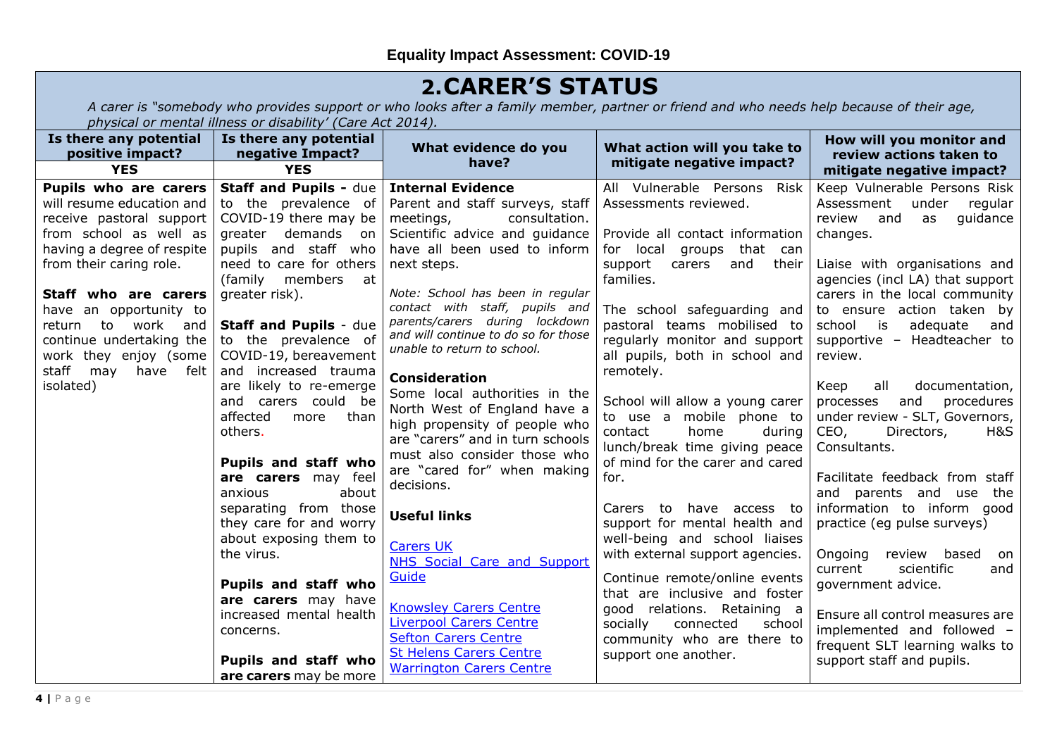**Equality Impact Assessment: COVID-19**

# 2.CARER'S STATUS

*A carer is "somebody who provides support or who looks after a family member, partner or friend and who needs help because of their age, physical or mental illness or disability' (Care Act 2014).*

| Is there any potential positive impact? | Is there any potential negative Impact? | What evidence do you have? | What action will you take to mitigate negative impact? | How will you monitor and review actions taken to mitigate negative impact? |
|---|---|---|---|---|
| **YES** | **YES** | | | |
| **Pupils who are carers** will resume education and receive pastoral support from school as well as having a degree of respite from their caring role.<br><br>**Staff who are carers** have an opportunity to return to work and continue undertaking the work they enjoy (some staff may have felt isolated) | **Staff and Pupils -** due to the prevalence of COVID-19 there may be greater demands on pupils and staff who need to care for others (family members at greater risk).<br><br>**Staff and Pupils** - due to the prevalence of COVID-19, bereavement and increased trauma are likely to re-emerge and carers could be affected more than others.<br><br>**Pupils and staff who are carers** may feel anxious about separating from those they care for and worry about exposing them to the virus.<br><br>**Pupils and staff who are carers** may have increased mental health concerns.<br><br>**Pupils and staff who are carers** may be more | **Internal Evidence**<br>Parent and staff surveys, staff meetings, consultation. Scientific advice and guidance have all been used to inform next steps.<br><br>*Note: School has been in regular contact with staff, pupils and parents/carers during lockdown and will continue to do so for those unable to return to school.*<br><br>**Consideration**<br>Some local authorities in the North West of England have a high propensity of people who are "carers" and in turn schools must also consider those who are "cared for" when making decisions.<br><br>**Useful links**<br><br>Carers UK<br>NHS Social Care and Support Guide<br><br>Knowsley Carers Centre<br>Liverpool Carers Centre<br>Sefton Carers Centre<br>St Helens Carers Centre<br>Warrington Carers Centre | All Vulnerable Persons Risk Assessments reviewed.<br><br>Provide all contact information for local groups that can support carers and their families.<br><br>The school safeguarding and pastoral teams mobilised to regularly monitor and support all pupils, both in school and remotely.<br><br>School will allow a young carer to use a mobile phone to contact home during lunch/break time giving peace of mind for the carer and cared for.<br><br>Carers to have access to support for mental health and well-being and school liaises with external support agencies.<br><br>Continue remote/online events that are inclusive and foster good relations. Retaining a socially connected school community who are there to support one another. | Keep Vulnerable Persons Risk Assessment under regular review and as guidance changes.<br><br>Liaise with organisations and agencies (incl LA) that support carers in the local community to ensure action taken by school is adequate and supportive – Headteacher to review.<br><br>Keep all documentation, processes and procedures under review - SLT, Governors, CEO, Directors, H&S Consultants.<br><br>Facilitate feedback from staff and parents and use the information to inform good practice (eg pulse surveys)<br><br>Ongoing review based on current scientific and government advice.<br><br>Ensure all control measures are implemented and followed – frequent SLT learning walks to support staff and pupils. |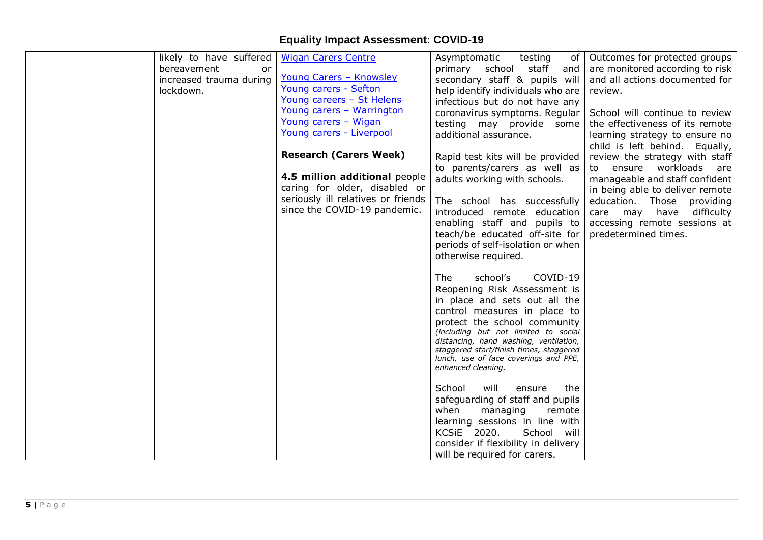# Equality Impact Assessment: COVID-19

| | | | | |
|---|---|---|---|---|
| | likely to have suffered bereavement or increased trauma during lockdown. | [Wigan Carers Centre]<br><br>[Young Carers – Knowsley]<br>[Young carers - Sefton]<br>[Young careers – St Helens]<br>[Young carers – Warrington]<br>[Young carers – Wigan]<br>[Young carers - Liverpool]<br><br>**Research (Carers Week)**<br><br>**4.5 million additional** people caring for older, disabled or seriously ill relatives or friends since the COVID-19 pandemic. | Asymptomatic testing of primary school staff and secondary staff & pupils will help identify individuals who are infectious but do not have any coronavirus symptoms. Regular testing may provide some additional assurance.<br><br>Rapid test kits will be provided to parents/carers as well as adults working with schools.<br><br>The school has successfully introduced remote education enabling staff and pupils to teach/be educated off-site for periods of self-isolation or when otherwise required.<br><br>The school's COVID-19 Reopening Risk Assessment is in place and sets out all the control measures in place to protect the school community *(including but not limited to social distancing, hand washing, ventilation, staggered start/finish times, staggered lunch, use of face coverings and PPE, enhanced cleaning.*<br><br>School will ensure the safeguarding of staff and pupils when managing remote learning sessions in line with KCSiE 2020. School will consider if flexibility in delivery will be required for carers. | Outcomes for protected groups are monitored according to risk and all actions documented for review.<br><br>School will continue to review the effectiveness of its remote learning strategy to ensure no child is left behind. Equally, review the strategy with staff to ensure workloads are manageable and staff confident in being able to deliver remote education. Those providing care may have difficulty accessing remote sessions at predetermined times. |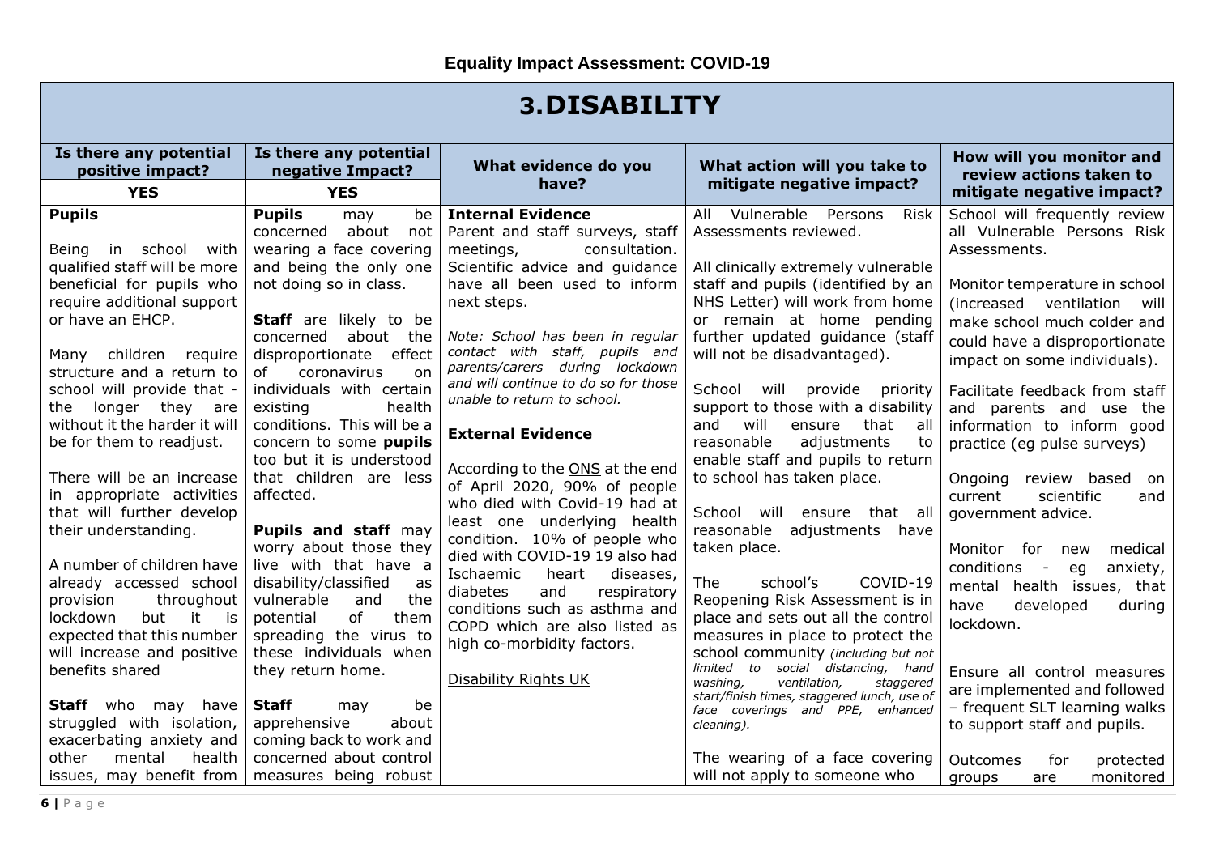**Equality Impact Assessment: COVID-19**

# 3.DISABILITY

| Is there any potential positive impact? | Is there any potential negative Impact? | What evidence do you have? | What action will you take to mitigate negative impact? | How will you monitor and review actions taken to mitigate negative impact? |
|---|---|---|---|---|
| **YES** | **YES** | | | |
| **Pupils**<br><br>Being in school with qualified staff will be more beneficial for pupils who require additional support or have an EHCP.<br><br>Many children require structure and a return to school will provide that - the longer they are without it the harder it will be for them to readjust.<br><br>There will be an increase in appropriate activities that will further develop their understanding.<br><br>A number of children have already accessed school provision throughout lockdown but it is expected that this number will increase and positive benefits shared<br><br>**Staff** who may have struggled with isolation, exacerbating anxiety and other mental health issues, may benefit from | **Pupils** may be concerned about not wearing a face covering and being the only one not doing so in class.<br><br>**Staff** are likely to be concerned about the disproportionate effect of coronavirus on individuals with certain existing health conditions. This will be a concern to some **pupils** too but it is understood that children are less affected.<br><br>**Pupils and staff** may worry about those they live with that have a disability/classified as vulnerable and the potential of them spreading the virus to these individuals when they return home.<br><br>**Staff** may be apprehensive about coming back to work and concerned about control measures being robust | **Internal Evidence**<br>Parent and staff surveys, staff meetings, consultation. Scientific advice and guidance have all been used to inform next steps.<br><br>*Note: School has been in regular contact with staff, pupils and parents/carers during lockdown and will continue to do so for those unable to return to school.*<br><br>**External Evidence**<br><br>According to the ONS at the end of April 2020, 90% of people who died with Covid-19 had at least one underlying health condition. 10% of people who died with COVID-19 19 also had Ischaemic heart diseases, diabetes and respiratory conditions such as asthma and COPD which are also listed as high co-morbidity factors.<br><br>Disability Rights UK | All Vulnerable Persons Risk Assessments reviewed.<br><br>All clinically extremely vulnerable staff and pupils (identified by an NHS Letter) will work from home or remain at home pending further updated guidance (staff will not be disadvantaged).<br><br>School will provide priority support to those with a disability and will ensure that all reasonable adjustments to enable staff and pupils to return to school has taken place.<br><br>School will ensure that all reasonable adjustments have taken place.<br><br>The school's COVID-19 Reopening Risk Assessment is in place and sets out all the control measures in place to protect the school community *(including but not limited to social distancing, hand washing, ventilation, staggered start/finish times, staggered lunch, use of face coverings and PPE, enhanced cleaning).*<br><br>The wearing of a face covering will not apply to someone who | School will frequently review all Vulnerable Persons Risk Assessments.<br><br>Monitor temperature in school (increased ventilation will make school much colder and could have a disproportionate impact on some individuals).<br><br>Facilitate feedback from staff and parents and use the information to inform good practice (eg pulse surveys)<br><br>Ongoing review based on current scientific and government advice.<br><br>Monitor for new medical conditions - eg anxiety, mental health issues, that have developed during lockdown.<br><br>Ensure all control measures are implemented and followed – frequent SLT learning walks to support staff and pupils.<br><br>Outcomes for protected groups are monitored |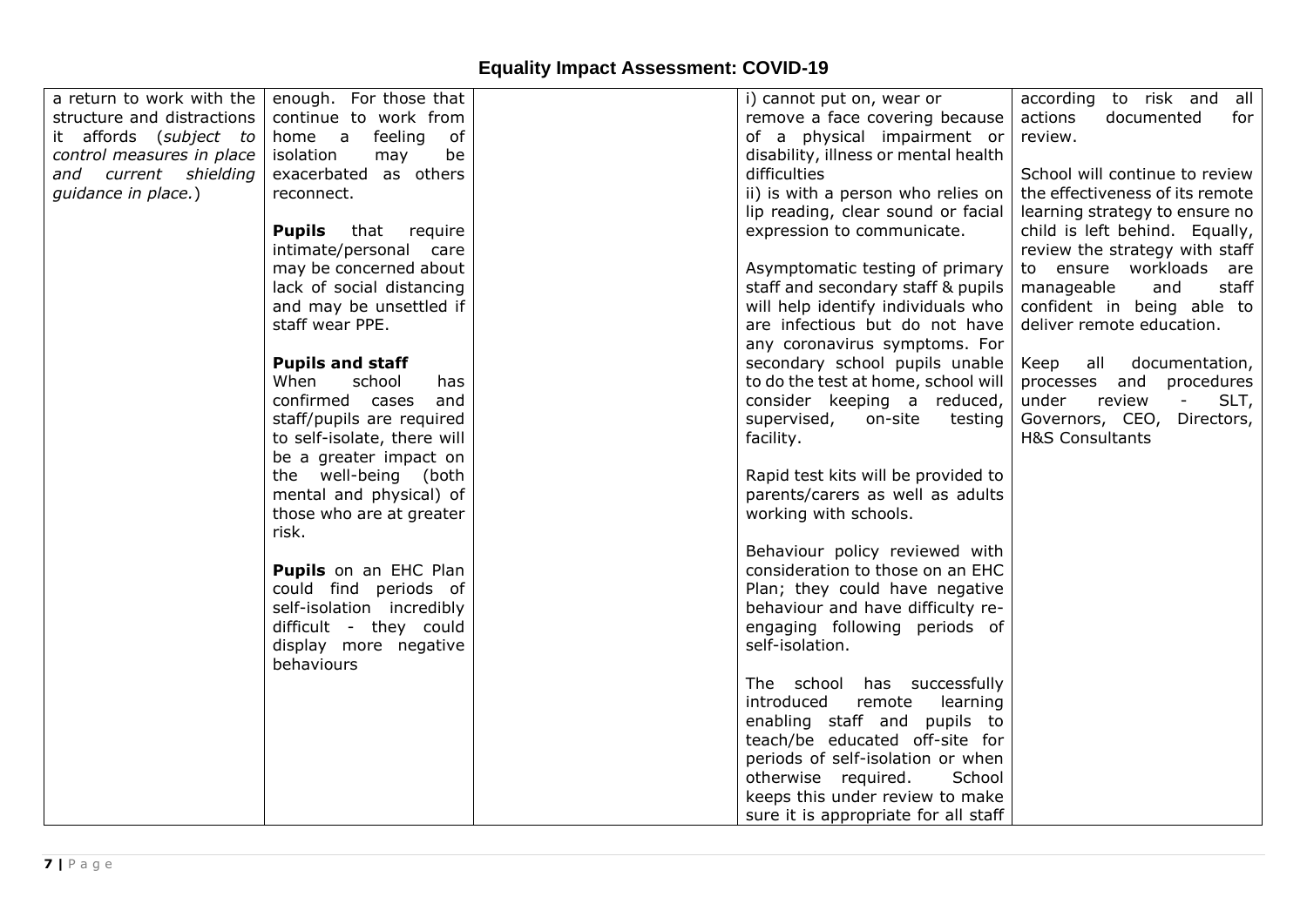## Equality Impact Assessment: COVID-19

| | | | | |
|---|---|---|---|---|
| a return to work with the structure and distractions it affords (*subject to control measures in place and current shielding guidance in place.*) | enough. For those that continue to work from home a feeling of isolation may be exacerbated as others reconnect.<br><br>**Pupils** that require intimate/personal care may be concerned about lack of social distancing and may be unsettled if staff wear PPE.<br><br>**Pupils and staff**<br>When school has confirmed cases and staff/pupils are required to self-isolate, there will be a greater impact on the well-being (both mental and physical) of those who are at greater risk.<br><br>**Pupils** on an EHC Plan could find periods of self-isolation incredibly difficult - they could display more negative behaviours | | i) cannot put on, wear or remove a face covering because of a physical impairment or disability, illness or mental health difficulties<br>ii) is with a person who relies on lip reading, clear sound or facial expression to communicate.<br><br>Asymptomatic testing of primary staff and secondary staff & pupils will help identify individuals who are infectious but do not have any coronavirus symptoms. For secondary school pupils unable to do the test at home, school will consider keeping a reduced, supervised, on-site testing facility.<br><br>Rapid test kits will be provided to parents/carers as well as adults working with schools.<br><br>Behaviour policy reviewed with consideration to those on an EHC Plan; they could have negative behaviour and have difficulty re-engaging following periods of self-isolation.<br><br>The school has successfully introduced remote learning enabling staff and pupils to teach/be educated off-site for periods of self-isolation or when otherwise required. School keeps this under review to make sure it is appropriate for all staff | according to risk and all actions documented for review.<br><br>School will continue to review the effectiveness of its remote learning strategy to ensure no child is left behind. Equally, review the strategy with staff to ensure workloads are manageable and staff confident in being able to deliver remote education.<br><br>Keep all documentation, processes and procedures under review - SLT, Governors, CEO, Directors, H&S Consultants |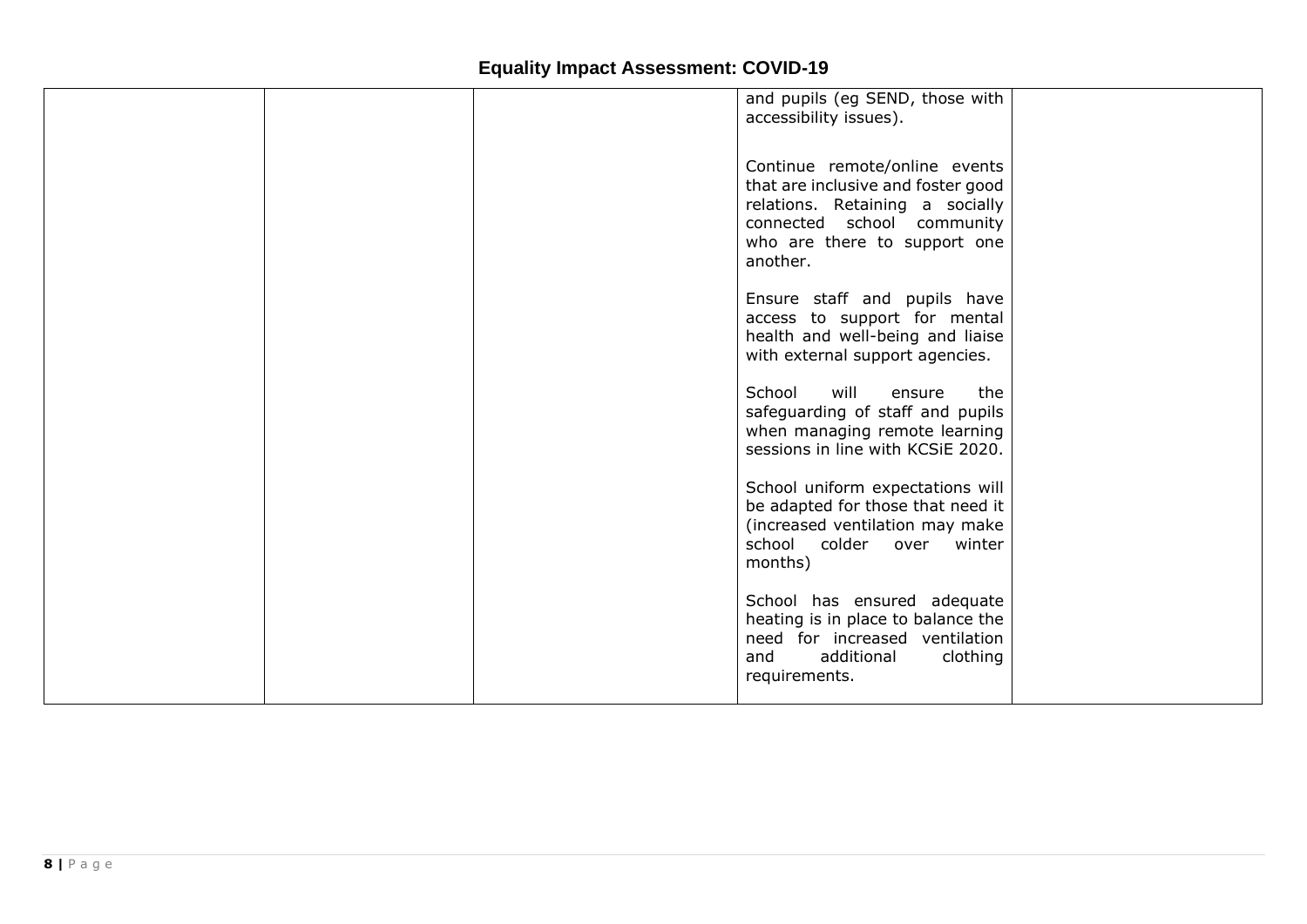## Equality Impact Assessment: COVID-19

| | | | | |
|---|---|---|---|---|
| | | | and pupils (eg SEND, those with accessibility issues).<br><br>Continue remote/online events that are inclusive and foster good relations. Retaining a socially connected school community who are there to support one another.<br><br>Ensure staff and pupils have access to support for mental health and well-being and liaise with external support agencies.<br><br>School will ensure the safeguarding of staff and pupils when managing remote learning sessions in line with KCSiE 2020.<br><br>School uniform expectations will be adapted for those that need it (increased ventilation may make school colder over winter months)<br><br>School has ensured adequate heating is in place to balance the need for increased ventilation and additional clothing requirements. | |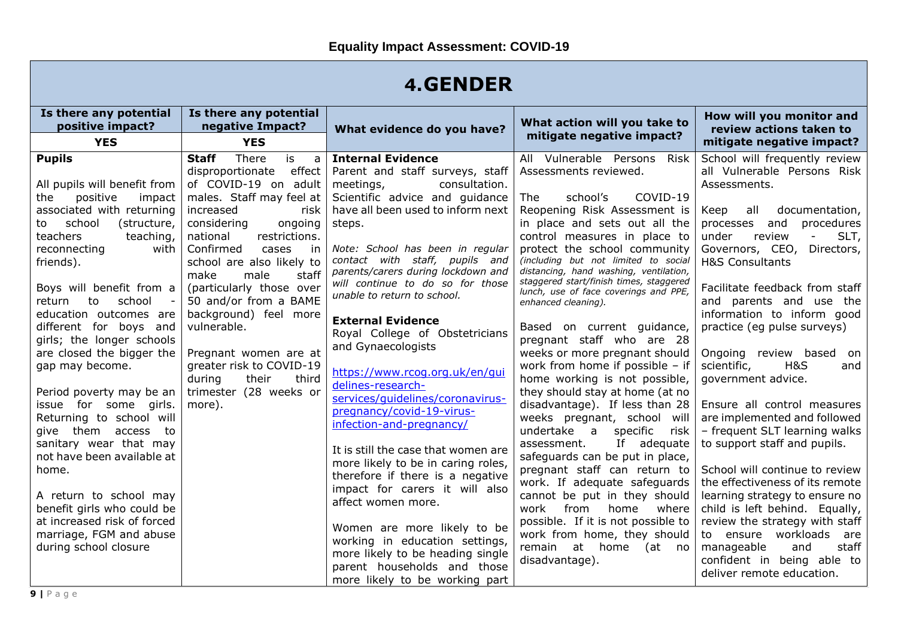**Equality Impact Assessment: COVID-19**

## 4.GENDER

| Is there any potential positive impact? | Is there any potential negative Impact? | What evidence do you have? | What action will you take to mitigate negative impact? | How will you monitor and review actions taken to mitigate negative impact? |
|---|---|---|---|---|
| **YES** | **YES** | | | |
| **Pupils**<br><br>All pupils will benefit from the positive impact associated with returning to school (structure, teachers teaching, reconnecting with friends).<br><br>Boys will benefit from a return to school - education outcomes are different for boys and girls; the longer schools are closed the bigger the gap may become.<br><br>Period poverty may be an issue for some girls. Returning to school will give them access to sanitary wear that may not have been available at home.<br><br>A return to school may benefit girls who could be at increased risk of forced marriage, FGM and abuse during school closure | **Staff** There is a disproportionate effect of COVID-19 on adult males. Staff may feel at increased risk considering ongoing national restrictions. Confirmed cases in school are also likely to make male staff (particularly those over 50 and/or from a BAME background) feel more vulnerable.<br><br>Pregnant women are at greater risk to COVID-19 during their third trimester (28 weeks or more). | **Internal Evidence**<br>Parent and staff surveys, staff meetings, consultation. Scientific advice and guidance have all been used to inform next steps.<br><br>*Note: School has been in regular contact with staff, pupils and parents/carers during lockdown and will continue to do so for those unable to return to school.*<br><br>**External Evidence**<br>Royal College of Obstetricians and Gynaecologists<br><br>https://www.rcog.org.uk/en/guidelines-research-services/guidelines/coronavirus-pregnancy/covid-19-virus-infection-and-pregnancy/<br><br>It is still the case that women are more likely to be in caring roles, therefore if there is a negative impact for carers it will also affect women more.<br><br>Women are more likely to be working in education settings, more likely to be heading single parent households and those more likely to be working part | All Vulnerable Persons Risk Assessments reviewed.<br><br>The school's COVID-19 Reopening Risk Assessment is in place and sets out all the control measures in place to protect the school community *(including but not limited to social distancing, hand washing, ventilation, staggered start/finish times, staggered lunch, use of face coverings and PPE, enhanced cleaning).*<br><br>Based on current guidance, pregnant staff who are 28 weeks or more pregnant should work from home if possible – if home working is not possible, they should stay at home (at no disadvantage). If less than 28 weeks pregnant, school will undertake a specific risk assessment. If adequate safeguards can be put in place, pregnant staff can return to work. If adequate safeguards cannot be put in they should work from home where possible. If it is not possible to work from home, they should remain at home (at no disadvantage). | School will frequently review all Vulnerable Persons Risk Assessments.<br><br>Keep all documentation, processes and procedures under review - SLT, Governors, CEO, Directors, H&S Consultants<br><br>Facilitate feedback from staff and parents and use the information to inform good practice (eg pulse surveys)<br><br>Ongoing review based on scientific, H&S and government advice.<br><br>Ensure all control measures are implemented and followed – frequent SLT learning walks to support staff and pupils.<br><br>School will continue to review the effectiveness of its remote learning strategy to ensure no child is left behind. Equally, review the strategy with staff to ensure workloads are manageable and staff confident in being able to deliver remote education. |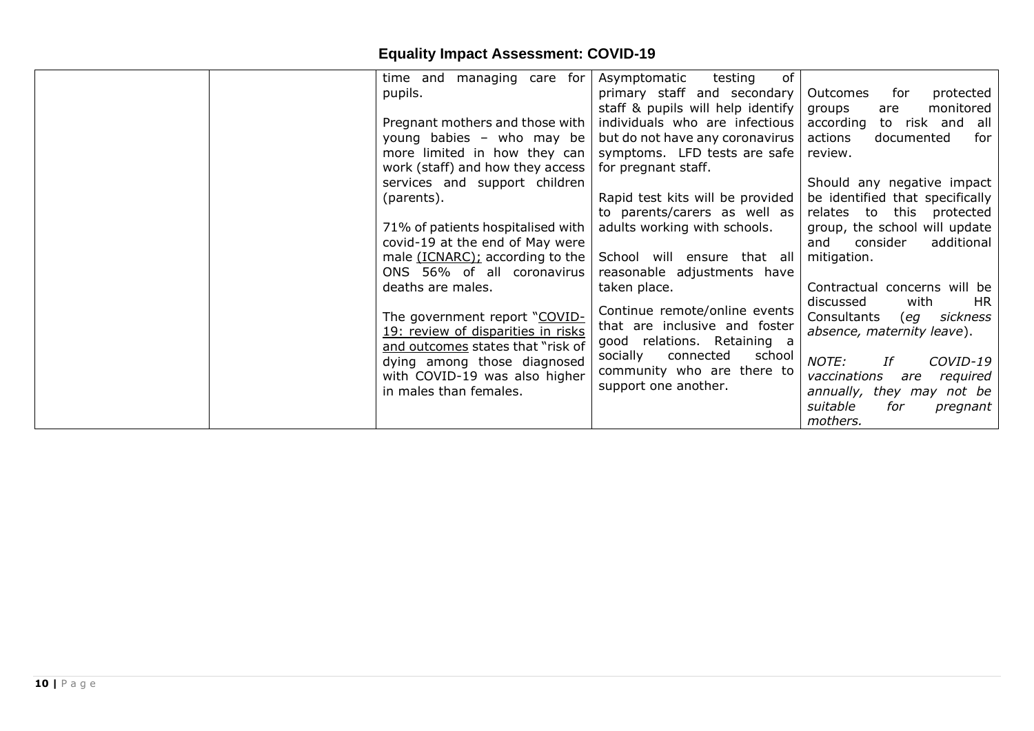# Equality Impact Assessment: COVID-19

| | | | | |
|---|---|---|---|---|
| | | time and managing care for pupils.<br><br>Pregnant mothers and those with young babies – who may be more limited in how they can work (staff) and how they access services and support children (parents).<br><br>71% of patients hospitalised with covid-19 at the end of May were male (ICNARC); according to the ONS 56% of all coronavirus deaths are males.<br><br>The government report "COVID-19: review of disparities in risks and outcomes states that "risk of dying among those diagnosed with COVID-19 was also higher in males than females. | Asymptomatic testing of primary staff and secondary staff & pupils will help identify individuals who are infectious but do not have any coronavirus symptoms. LFD tests are safe for pregnant staff.<br><br>Rapid test kits will be provided to parents/carers as well as adults working with schools.<br><br>School will ensure that all reasonable adjustments have taken place.<br><br>Continue remote/online events that are inclusive and foster good relations. Retaining a socially connected school community who are there to support one another. | Outcomes for protected groups are monitored according to risk and all actions documented for review.<br><br>Should any negative impact be identified that specifically relates to this protected group, the school will update and consider additional mitigation.<br><br>Contractual concerns will be discussed with HR Consultants (*eg sickness absence, maternity leave*).<br><br>*NOTE: If COVID-19 vaccinations are required annually, they may not be suitable for pregnant mothers.* |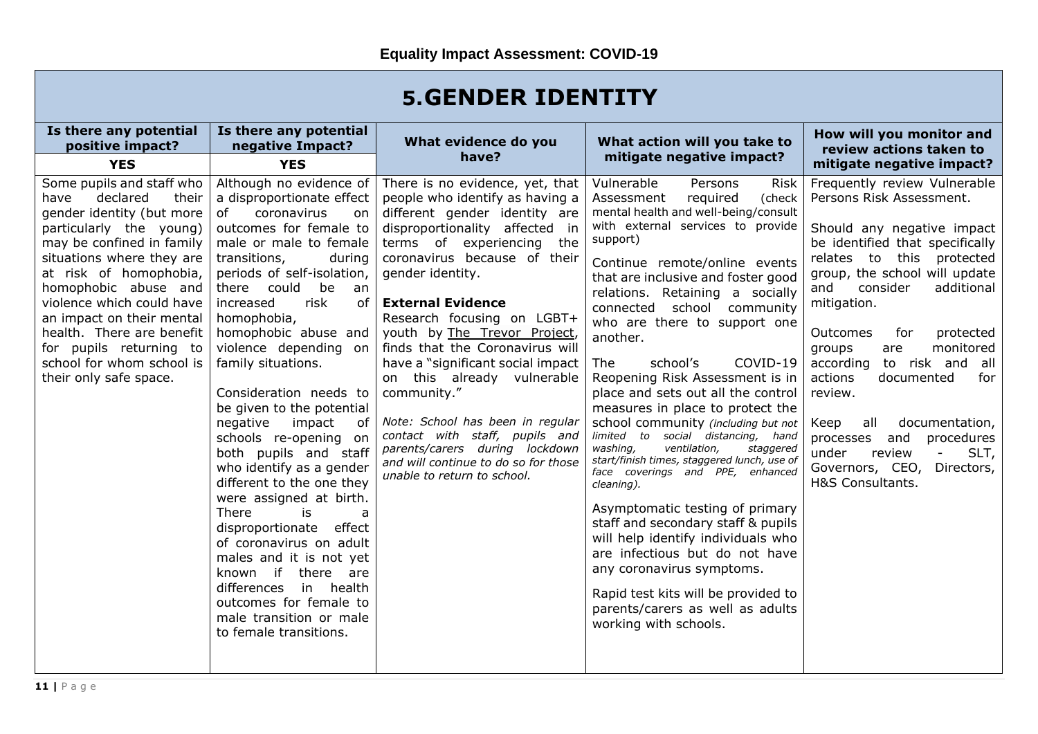**Equality Impact Assessment: COVID-19**

# 5.GENDER IDENTITY

| Is there any potential positive impact? | Is there any potential negative Impact? | What evidence do you have? | What action will you take to mitigate negative impact? | How will you monitor and review actions taken to mitigate negative impact? |
|---|---|---|---|---|
| **YES** | **YES** | | | |
| Some pupils and staff who have declared their gender identity (but more particularly the young) may be confined in family situations where they are at risk of homophobia, homophobic abuse and violence which could have an impact on their mental health. There are benefit for pupils returning to school for whom school is their only safe space. | Although no evidence of a disproportionate effect of coronavirus on outcomes for female to male or male to female transitions, during periods of self-isolation, there could be an increased risk of homophobia, homophobic abuse and violence depending on family situations.<br><br>Consideration needs to be given to the potential negative impact of schools re-opening on both pupils and staff who identify as a gender different to the one they were assigned at birth. There is a disproportionate effect of coronavirus on adult males and it is not yet known if there are differences in health outcomes for female to male transition or male to female transitions. | There is no evidence, yet, that people who identify as having a different gender identity are disproportionality affected in terms of experiencing the coronavirus because of their gender identity.<br><br>**External Evidence**<br>Research focusing on LGBT+ youth by The Trevor Project, finds that the Coronavirus will have a "significant social impact on this already vulnerable community."<br><br>*Note: School has been in regular contact with staff, pupils and parents/carers during lockdown and will continue to do so for those unable to return to school.* | Vulnerable Persons Risk Assessment required (check mental health and well-being/consult with external services to provide support)<br><br>Continue remote/online events that are inclusive and foster good relations. Retaining a socially connected school community who are there to support one another.<br><br>The school's COVID-19 Reopening Risk Assessment is in place and sets out all the control measures in place to protect the school community *(including but not limited to social distancing, hand washing, ventilation, staggered start/finish times, staggered lunch, use of face coverings and PPE, enhanced cleaning).*<br><br>Asymptomatic testing of primary staff and secondary staff & pupils will help identify individuals who are infectious but do not have any coronavirus symptoms.<br><br>Rapid test kits will be provided to parents/carers as well as adults working with schools. | Frequently review Vulnerable Persons Risk Assessment.<br><br>Should any negative impact be identified that specifically relates to this protected group, the school will update and consider additional mitigation.<br><br>Outcomes for protected groups are monitored according to risk and all actions documented for review.<br><br>Keep all documentation, processes and procedures under review - SLT, Governors, CEO, Directors, H&S Consultants. |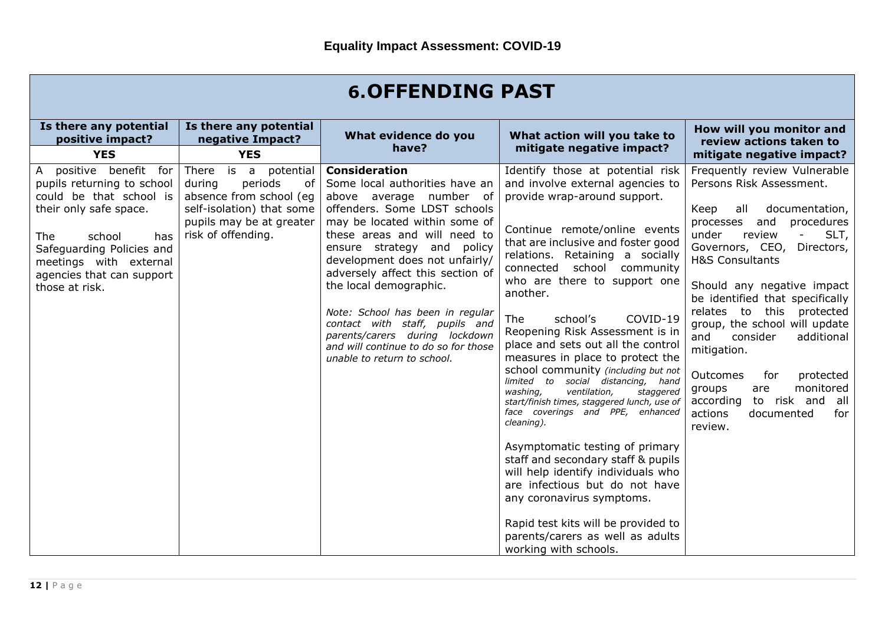## Equality Impact Assessment: COVID-19

| 6.OFFENDING PAST | | | | |
|---|---|---|---|---|
| **Is there any potential positive impact?** | **Is there any potential negative Impact?** | **What evidence do you have?** | **What action will you take to mitigate negative impact?** | **How will you monitor and review actions taken to mitigate negative impact?** |
| **YES** | **YES** | | | |
| A positive benefit for pupils returning to school could be that school is their only safe space.<br><br>The school has Safeguarding Policies and meetings with external agencies that can support those at risk. | There is a potential during periods of absence from school (eg self-isolation) that some pupils may be at greater risk of offending. | **Consideration**<br>Some local authorities have an above average number of offenders. Some LDST schools may be located within some of these areas and will need to ensure strategy and policy development does not unfairly/ adversely affect this section of the local demographic.<br><br>*Note: School has been in regular contact with staff, pupils and parents/carers during lockdown and will continue to do so for those unable to return to school.* | Identify those at potential risk and involve external agencies to provide wrap-around support.<br><br>Continue remote/online events that are inclusive and foster good relations. Retaining a socially connected school community who are there to support one another.<br><br>The school's COVID-19 Reopening Risk Assessment is in place and sets out all the control measures in place to protect the school community *(including but not limited to social distancing, hand washing, ventilation, staggered start/finish times, staggered lunch, use of face coverings and PPE, enhanced cleaning).*<br><br>Asymptomatic testing of primary staff and secondary staff & pupils will help identify individuals who are infectious but do not have any coronavirus symptoms.<br><br>Rapid test kits will be provided to parents/carers as well as adults working with schools. | Frequently review Vulnerable Persons Risk Assessment.<br><br>Keep all documentation, processes and procedures under review - SLT, Governors, CEO, Directors, H&S Consultants<br><br>Should any negative impact be identified that specifically relates to this protected group, the school will update and consider additional mitigation.<br><br>Outcomes for protected groups are monitored according to risk and all actions documented for review. |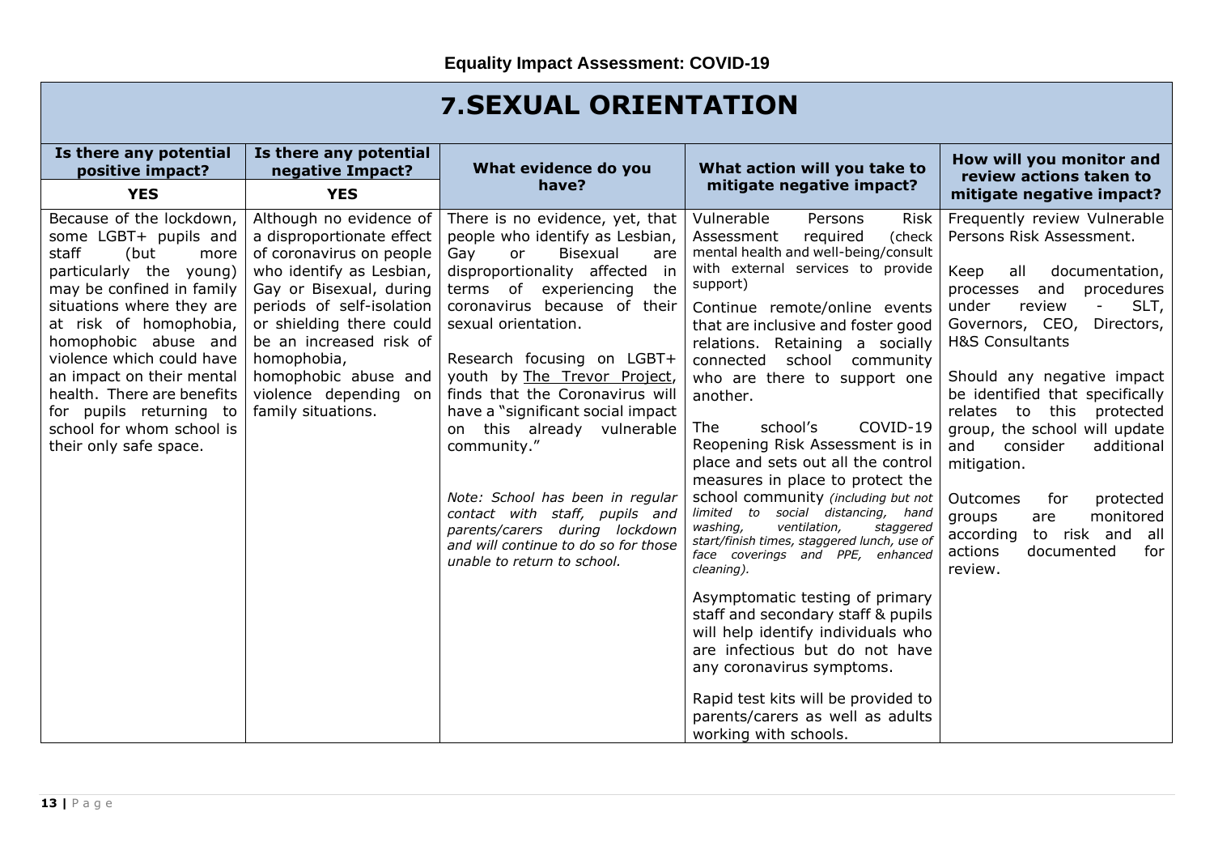**Equality Impact Assessment: COVID-19**

# 7.SEXUAL ORIENTATION

| Is there any potential positive impact? | Is there any potential negative Impact? | What evidence do you have? | What action will you take to mitigate negative impact? | How will you monitor and review actions taken to mitigate negative impact? |
|---|---|---|---|---|
| **YES** | **YES** | | | |
| Because of the lockdown, some LGBT+ pupils and staff (but more particularly the young) may be confined in family situations where they are at risk of homophobia, homophobic abuse and violence which could have an impact on their mental health. There are benefits for pupils returning to school for whom school is their only safe space. | Although no evidence of a disproportionate effect of coronavirus on people who identify as Lesbian, Gay or Bisexual, during periods of self-isolation or shielding there could be an increased risk of homophobia, homophobic abuse and violence depending on family situations. | There is no evidence, yet, that people who identify as Lesbian, Gay or Bisexual are disproportionality affected in terms of experiencing the coronavirus because of their sexual orientation.<br><br>Research focusing on LGBT+ youth by The Trevor Project, finds that the Coronavirus will have a "significant social impact on this already vulnerable community."<br><br>*Note: School has been in regular contact with staff, pupils and parents/carers during lockdown and will continue to do so for those unable to return to school.* | Vulnerable Persons Risk Assessment required (check mental health and well-being/consult with external services to provide support)<br><br>Continue remote/online events that are inclusive and foster good relations. Retaining a socially connected school community who are there to support one another.<br><br>The school's COVID-19 Reopening Risk Assessment is in place and sets out all the control measures in place to protect the school community *(including but not limited to social distancing, hand washing, ventilation, staggered start/finish times, staggered lunch, use of face coverings and PPE, enhanced cleaning).*<br><br>Asymptomatic testing of primary staff and secondary staff & pupils will help identify individuals who are infectious but do not have any coronavirus symptoms.<br><br>Rapid test kits will be provided to parents/carers as well as adults working with schools. | Frequently review Vulnerable Persons Risk Assessment.<br><br>Keep all documentation, processes and procedures under review - SLT, Governors, CEO, Directors, H&S Consultants<br><br>Should any negative impact be identified that specifically relates to this protected group, the school will update and consider additional mitigation.<br><br>Outcomes for protected groups are monitored according to risk and all actions documented for review. |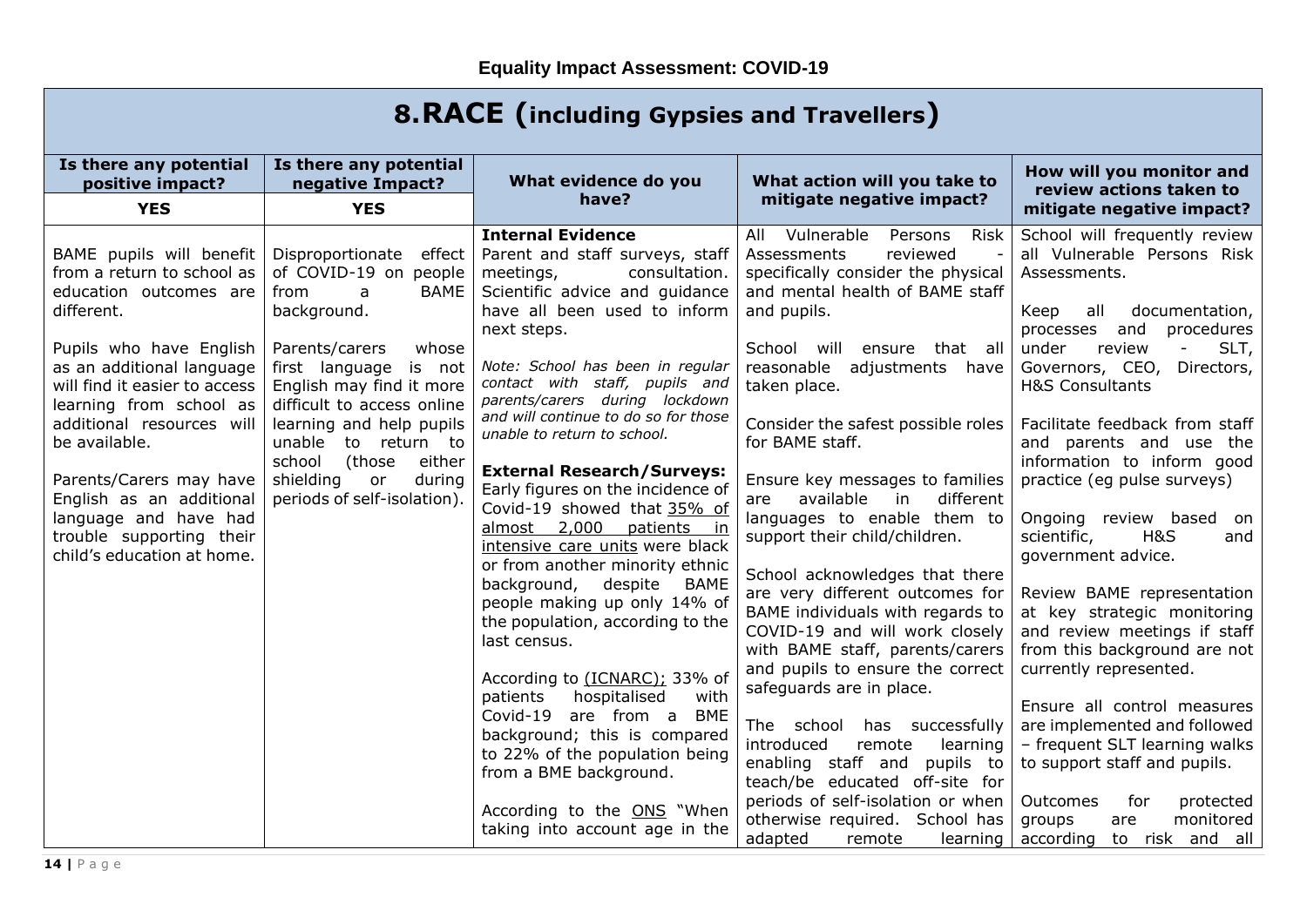**Equality Impact Assessment: COVID-19**

# 8. RACE (including Gypsies and Travellers)

| Is there any potential positive impact? | Is there any potential negative Impact? | What evidence do you have? | What action will you take to mitigate negative impact? | How will you monitor and review actions taken to mitigate negative impact? |
|---|---|---|---|---|
| **YES** | **YES** | | | |
| BAME pupils will benefit from a return to school as education outcomes are different.<br><br>Pupils who have English as an additional language will find it easier to access learning from school as additional resources will be available.<br><br>Parents/Carers may have English as an additional language and have had trouble supporting their child's education at home. | Disproportionate effect of COVID-19 on people from a BAME background.<br><br>Parents/carers whose first language is not English may find it more difficult to access online learning and help pupils unable to return to school (those either shielding or during periods of self-isolation). | **Internal Evidence**<br>Parent and staff surveys, staff meetings, consultation. Scientific advice and guidance have all been used to inform next steps.<br><br>*Note: School has been in regular contact with staff, pupils and parents/carers during lockdown and will continue to do so for those unable to return to school.*<br><br>**External Research/Surveys:**<br>Early figures on the incidence of Covid-19 showed that 35% of almost 2,000 patients in intensive care units were black or from another minority ethnic background, despite BAME people making up only 14% of the population, according to the last census.<br><br>According to (ICNARC); 33% of patients hospitalised with Covid-19 are from a BME background; this is compared to 22% of the population being from a BME background.<br><br>According to the ONS "When taking into account age in the | All Vulnerable Persons Risk Assessments reviewed - specifically consider the physical and mental health of BAME staff and pupils.<br><br>School will ensure that all reasonable adjustments have taken place.<br><br>Consider the safest possible roles for BAME staff.<br><br>Ensure key messages to families are available in different languages to enable them to support their child/children.<br><br>School acknowledges that there are very different outcomes for BAME individuals with regards to COVID-19 and will work closely with BAME staff, parents/carers and pupils to ensure the correct safeguards are in place.<br><br>The school has successfully introduced remote learning enabling staff and pupils to teach/be educated off-site for periods of self-isolation or when otherwise required. School has adapted remote learning | School will frequently review all Vulnerable Persons Risk Assessments.<br><br>Keep all documentation, processes and procedures under review - SLT, Governors, CEO, Directors, H&S Consultants<br><br>Facilitate feedback from staff and parents and use the information to inform good practice (eg pulse surveys)<br><br>Ongoing review based on scientific, H&S and government advice.<br><br>Review BAME representation at key strategic monitoring and review meetings if staff from this background are not currently represented.<br><br>Ensure all control measures are implemented and followed – frequent SLT learning walks to support staff and pupils.<br><br>Outcomes for protected groups are monitored according to risk and all |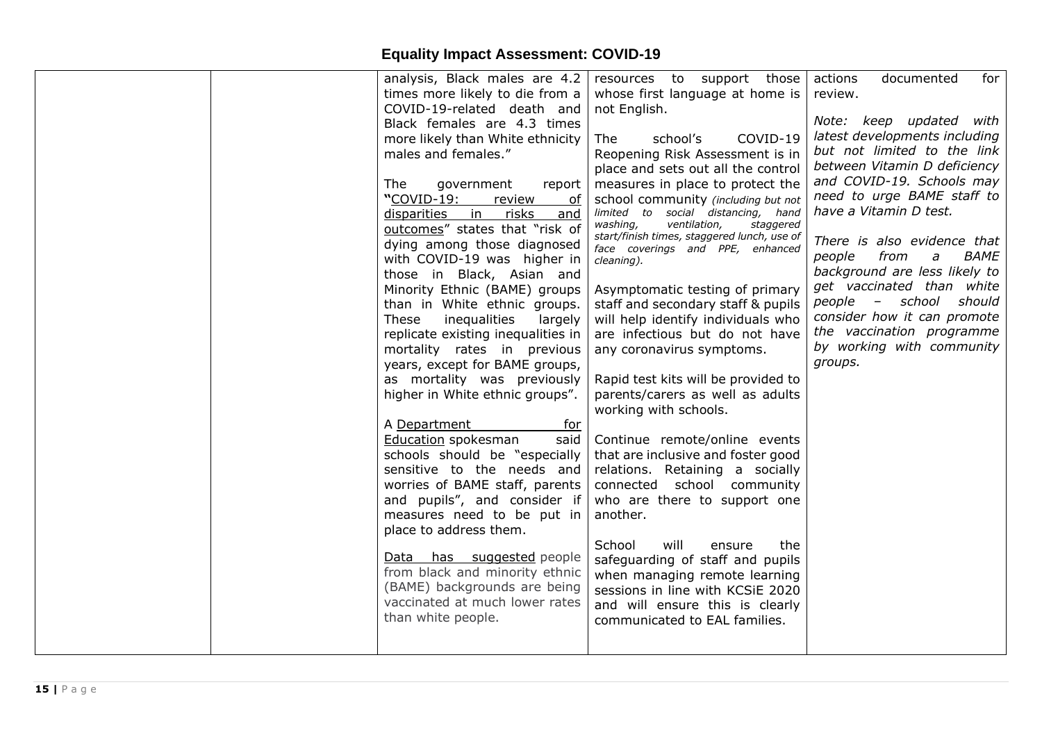# Equality Impact Assessment: COVID-19

| | | | | |
|---|---|---|---|---|
| | | analysis, Black males are 4.2 times more likely to die from a COVID-19-related death and Black females are 4.3 times more likely than White ethnicity males and females."<br><br>The government report "COVID-19: review of disparities in risks and outcomes" states that "risk of dying among those diagnosed with COVID-19 was higher in those in Black, Asian and Minority Ethnic (BAME) groups than in White ethnic groups. These inequalities largely replicate existing inequalities in mortality rates in previous years, except for BAME groups, as mortality was previously higher in White ethnic groups".<br><br>A Department for Education spokesman said schools should be "especially sensitive to the needs and worries of BAME staff, parents and pupils", and consider if measures need to be put in place to address them.<br><br>Data has suggested people from black and minority ethnic (BAME) backgrounds are being vaccinated at much lower rates than white people. | resources to support those whose first language at home is not English.<br><br>The school's COVID-19 Reopening Risk Assessment is in place and sets out all the control measures in place to protect the school community *(including but not limited to social distancing, hand washing, ventilation, staggered start/finish times, staggered lunch, use of face coverings and PPE, enhanced cleaning).*<br><br>Asymptomatic testing of primary staff and secondary staff & pupils will help identify individuals who are infectious but do not have any coronavirus symptoms.<br><br>Rapid test kits will be provided to parents/carers as well as adults working with schools.<br><br>Continue remote/online events that are inclusive and foster good relations. Retaining a socially connected school community who are there to support one another.<br><br>School will ensure the safeguarding of staff and pupils when managing remote learning sessions in line with KCSiE 2020 and will ensure this is clearly communicated to EAL families. | actions documented for review.<br><br>*Note: keep updated with latest developments including but not limited to the link between Vitamin D deficiency and COVID-19. Schools may need to urge BAME staff to have a Vitamin D test.*<br><br>*There is also evidence that people from a BAME background are less likely to get vaccinated than white people – school should consider how it can promote the vaccination programme by working with community groups.* |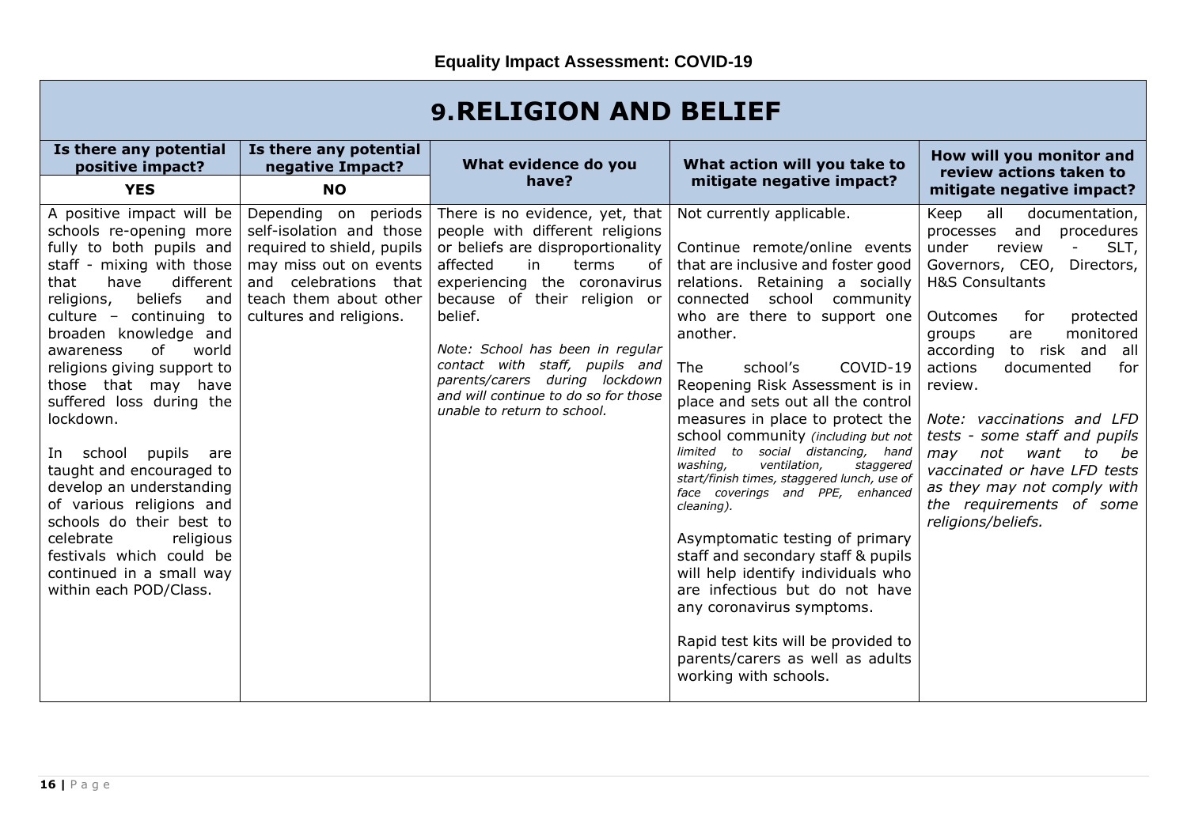**Equality Impact Assessment: COVID-19**

# 9.RELIGION AND BELIEF

| Is there any potential positive impact? | Is there any potential negative Impact? | What evidence do you have? | What action will you take to mitigate negative impact? | How will you monitor and review actions taken to mitigate negative impact? |
|---|---|---|---|---|
| **YES** | **NO** | | | |
| A positive impact will be schools re-opening more fully to both pupils and staff - mixing with those that have different religions, beliefs and culture – continuing to broaden knowledge and awareness of world religions giving support to those that may have suffered loss during the lockdown.<br><br>In school pupils are taught and encouraged to develop an understanding of various religions and schools do their best to celebrate religious festivals which could be continued in a small way within each POD/Class. | Depending on periods self-isolation and those required to shield, pupils may miss out on events and celebrations that teach them about other cultures and religions. | There is no evidence, yet, that people with different religions or beliefs are disproportionality affected in terms of experiencing the coronavirus because of their religion or belief.<br><br>*Note: School has been in regular contact with staff, pupils and parents/carers during lockdown and will continue to do so for those unable to return to school.* | Not currently applicable.<br><br>Continue remote/online events that are inclusive and foster good relations. Retaining a socially connected school community who are there to support one another.<br><br>The school's COVID-19 Reopening Risk Assessment is in place and sets out all the control measures in place to protect the school community *(including but not limited to social distancing, hand washing, ventilation, staggered start/finish times, staggered lunch, use of face coverings and PPE, enhanced cleaning).*<br><br>Asymptomatic testing of primary staff and secondary staff & pupils will help identify individuals who are infectious but do not have any coronavirus symptoms.<br><br>Rapid test kits will be provided to parents/carers as well as adults working with schools. | Keep all documentation, processes and procedures under review - SLT, Governors, CEO, Directors, H&S Consultants<br><br>Outcomes for protected groups are monitored according to risk and all actions documented for review.<br><br>*Note: vaccinations and LFD tests - some staff and pupils may not want to be vaccinated or have LFD tests as they may not comply with the requirements of some religions/beliefs.* |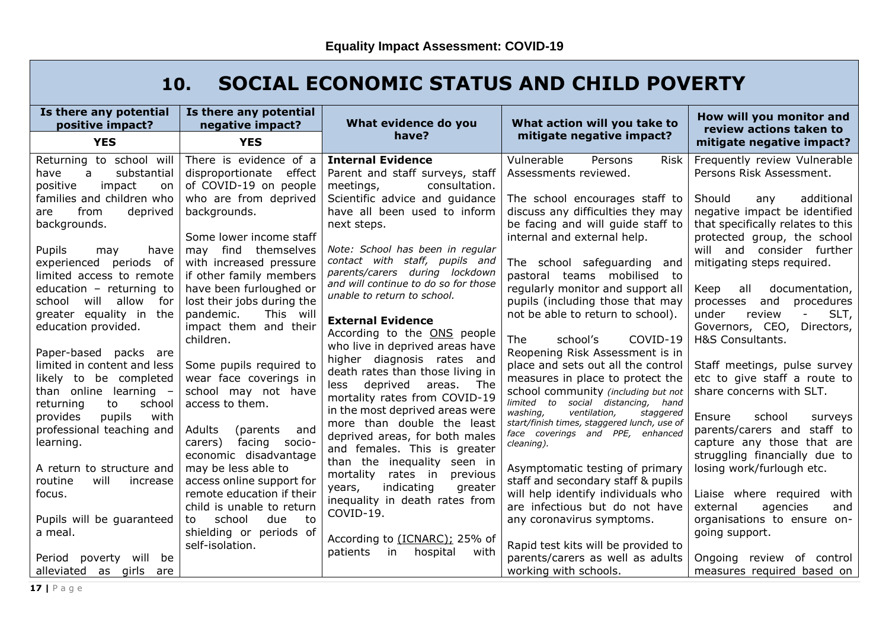Equality Impact Assessment: COVID-19

# 10. SOCIAL ECONOMIC STATUS AND CHILD POVERTY

| Is there any potential positive impact? | Is there any potential negative impact? | What evidence do you have? | What action will you take to mitigate negative impact? | How will you monitor and review actions taken to mitigate negative impact? |
|---|---|---|---|---|
| **YES** | **YES** | | | |
| Returning to school will have a substantial positive impact on families and children who are from deprived backgrounds.<br><br>Pupils may have experienced periods of limited access to remote education – returning to school will allow for greater equality in the education provided.<br><br>Paper-based packs are limited in content and less likely to be completed than online learning – returning to school provides pupils with professional teaching and learning.<br><br>A return to structure and routine will increase focus.<br><br>Pupils will be guaranteed a meal.<br><br>Period poverty will be alleviated as girls are | There is evidence of a disproportionate effect of COVID-19 on people who are from deprived backgrounds.<br><br>Some lower income staff may find themselves with increased pressure if other family members have been furloughed or lost their jobs during the pandemic. This will impact them and their children.<br><br>Some pupils required to wear face coverings in school may not have access to them.<br><br>Adults (parents and carers) facing socio-economic disadvantage may be less able to access online support for remote education if their child is unable to return to school due to shielding or periods of self-isolation. | **Internal Evidence**<br>Parent and staff surveys, staff meetings, consultation. Scientific advice and guidance have all been used to inform next steps.<br><br>*Note: School has been in regular contact with staff, pupils and parents/carers during lockdown and will continue to do so for those unable to return to school.*<br><br>**External Evidence**<br>According to the ONS people who live in deprived areas have higher diagnosis rates and death rates than those living in less deprived areas. The mortality rates from COVID-19 in the most deprived areas were more than double the least deprived areas, for both males and females. This is greater than the inequality seen in mortality rates in previous years, indicating greater inequality in death rates from COVID-19.<br><br>According to (ICNARC); 25% of patients in hospital with | Vulnerable Persons Risk Assessments reviewed.<br><br>The school encourages staff to discuss any difficulties they may be facing and will guide staff to internal and external help.<br><br>The school safeguarding and pastoral teams mobilised to regularly monitor and support all pupils (including those that may not be able to return to school).<br><br>The school's COVID-19 Reopening Risk Assessment is in place and sets out all the control measures in place to protect the school community *(including but not limited to social distancing, hand washing, ventilation, staggered start/finish times, staggered lunch, use of face coverings and PPE, enhanced cleaning).*<br><br>Asymptomatic testing of primary staff and secondary staff & pupils will help identify individuals who are infectious but do not have any coronavirus symptoms.<br><br>Rapid test kits will be provided to parents/carers as well as adults working with schools. | Frequently review Vulnerable Persons Risk Assessment.<br><br>Should any additional negative impact be identified that specifically relates to this protected group, the school will and consider further mitigating steps required.<br><br>Keep all documentation, processes and procedures under review - SLT, Governors, CEO, Directors, H&S Consultants.<br><br>Staff meetings, pulse survey etc to give staff a route to share concerns with SLT.<br><br>Ensure school surveys parents/carers and staff to capture any those that are struggling financially due to losing work/furlough etc.<br><br>Liaise where required with external agencies and organisations to ensure on-going support.<br><br>Ongoing review of control measures required based on |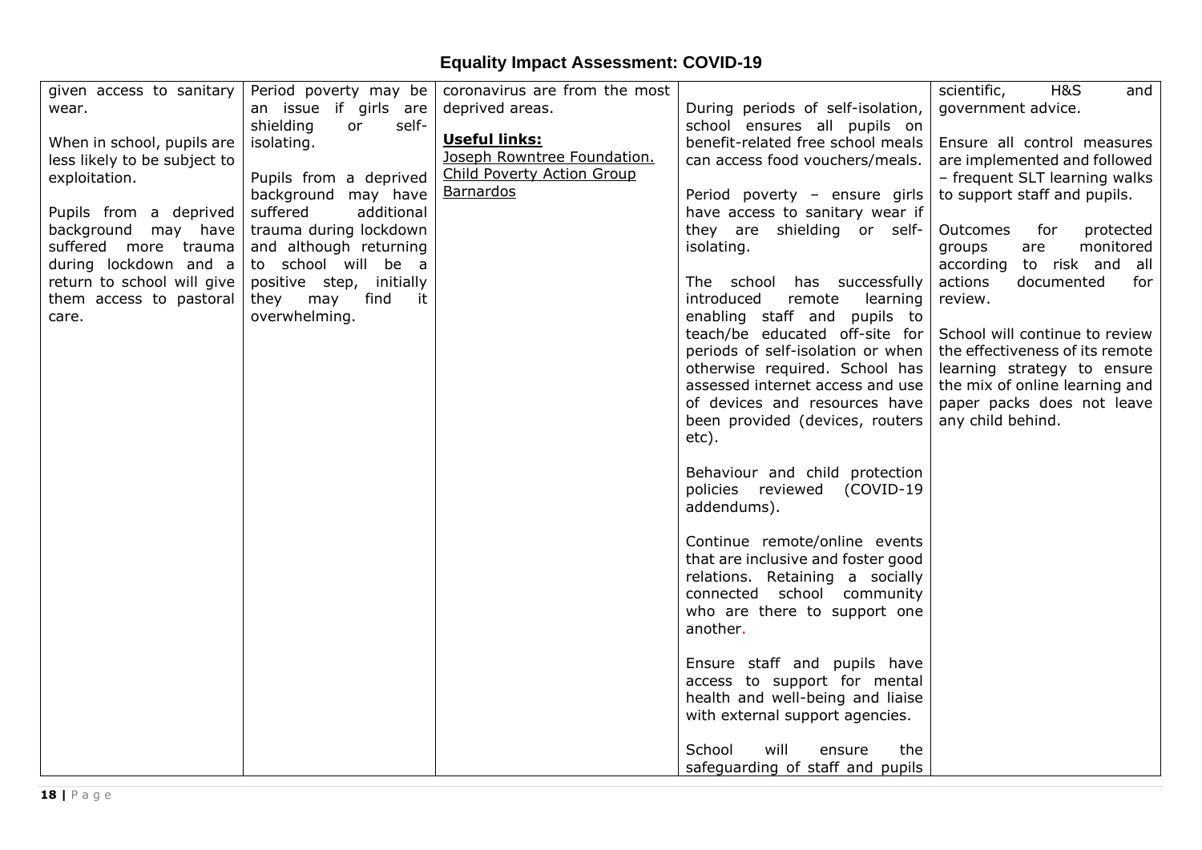# Equality Impact Assessment: COVID-19

| | | | | |
|---|---|---|---|---|
| given access to sanitary wear.<br><br>When in school, pupils are less likely to be subject to exploitation.<br><br>Pupils from a deprived background may have suffered more trauma during lockdown and a return to school will give them access to pastoral care. | Period poverty may be an issue if girls are shielding or self-isolating.<br><br>Pupils from a deprived background may have suffered additional trauma during lockdown and although returning to school will be a positive step, initially they may find it overwhelming. | coronavirus are from the most deprived areas.<br><br>**Useful links:**<br>Joseph Rowntree Foundation.<br>Child Poverty Action Group<br>Barnardos | During periods of self-isolation, school ensures all pupils on benefit-related free school meals can access food vouchers/meals.<br><br>Period poverty – ensure girls have access to sanitary wear if they are shielding or self-isolating.<br><br>The school has successfully introduced remote learning enabling staff and pupils to teach/be educated off-site for periods of self-isolation or when otherwise required. School has assessed internet access and use of devices and resources have been provided (devices, routers etc).<br><br>Behaviour and child protection policies reviewed (COVID-19 addendums).<br><br>Continue remote/online events that are inclusive and foster good relations. Retaining a socially connected school community who are there to support one another.<br><br>Ensure staff and pupils have access to support for mental health and well-being and liaise with external support agencies.<br><br>School will ensure the safeguarding of staff and pupils | scientific, H&S and government advice.<br><br>Ensure all control measures are implemented and followed – frequent SLT learning walks to support staff and pupils.<br><br>Outcomes for protected groups are monitored according to risk and all actions documented for review.<br><br>School will continue to review the effectiveness of its remote learning strategy to ensure the mix of online learning and paper packs does not leave any child behind. |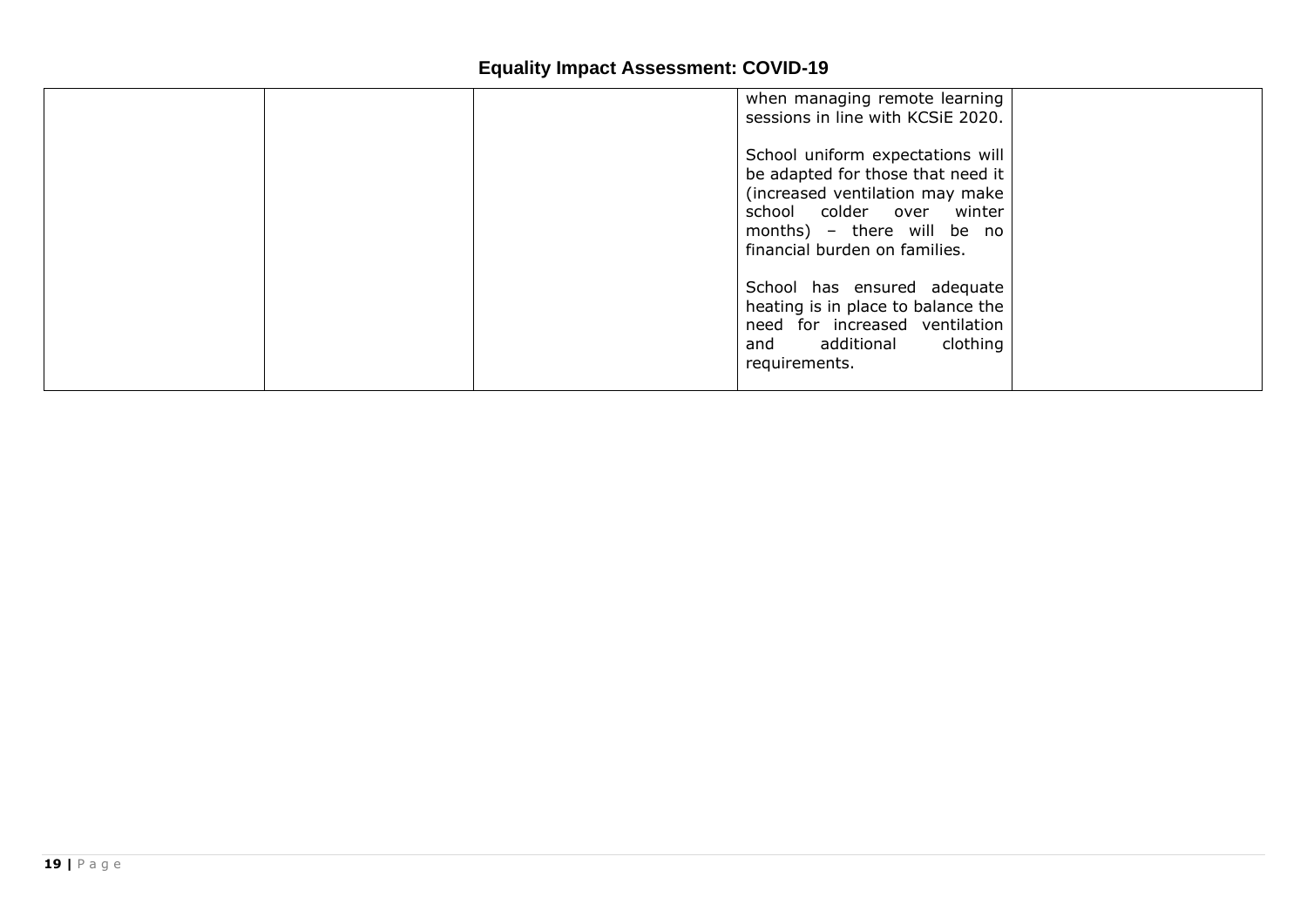# Equality Impact Assessment: COVID-19

| | | | | |
|---|---|---|---|---|
| | | | when managing remote learning sessions in line with KCSiE 2020.<br><br>School uniform expectations will be adapted for those that need it (increased ventilation may make school colder over winter months) – there will be no financial burden on families.<br><br>School has ensured adequate heating is in place to balance the need for increased ventilation and additional clothing requirements. | |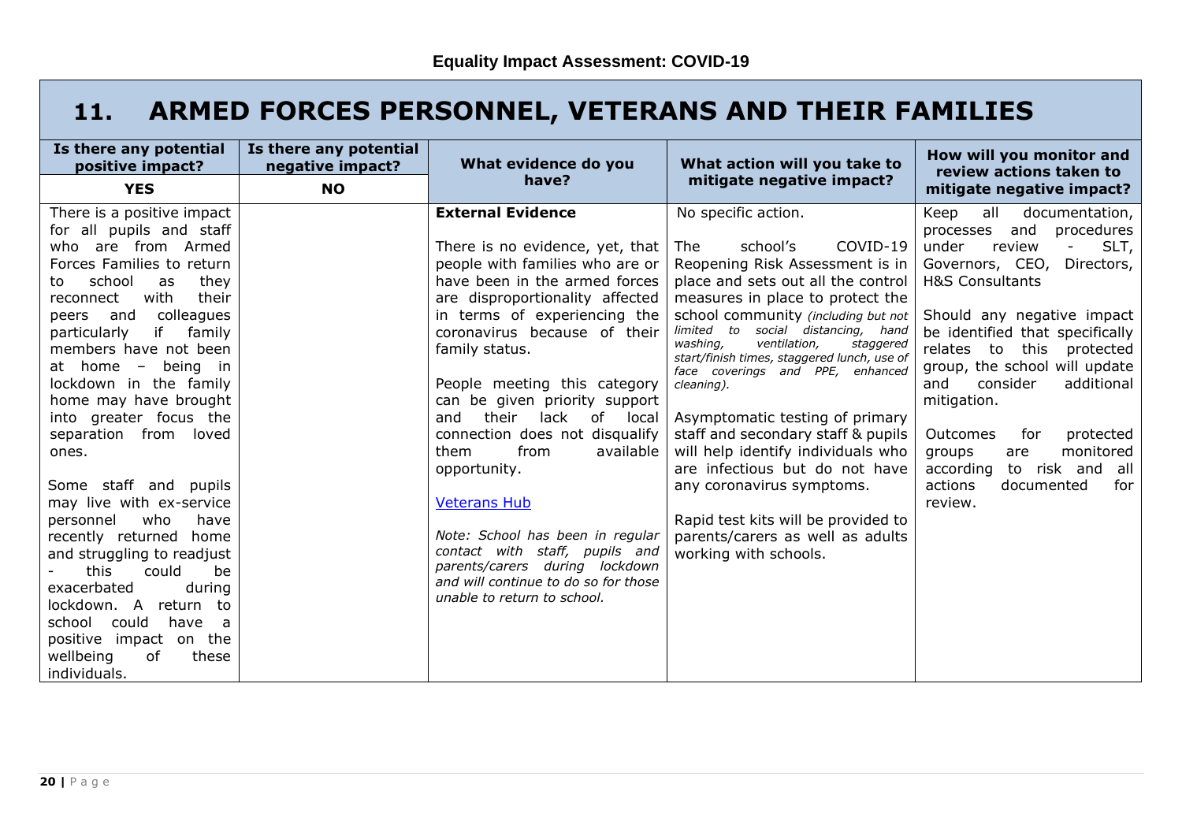## Equality Impact Assessment: COVID-19

# 11. ARMED FORCES PERSONNEL, VETERANS AND THEIR FAMILIES

| Is there any potential positive impact? | Is there any potential negative impact? | What evidence do you have? | What action will you take to mitigate negative impact? | How will you monitor and review actions taken to mitigate negative impact? |
|---|---|---|---|---|
| **YES** | **NO** | | | |
| There is a positive impact for all pupils and staff who are from Armed Forces Families to return to school as they reconnect with their peers and colleagues particularly if family members have not been at home – being in lockdown in the family home may have brought into greater focus the separation from loved ones.<br><br>Some staff and pupils may live with ex-service personnel who have recently returned home and struggling to readjust - this could be exacerbated during lockdown. A return to school could have a positive impact on the wellbeing of these individuals. | | **External Evidence**<br><br>There is no evidence, yet, that people with families who are or have been in the armed forces are disproportionality affected in terms of experiencing the coronavirus because of their family status.<br><br>People meeting this category can be given priority support and their lack of local connection does not disqualify them from available opportunity.<br><br>[Veterans Hub]<br><br>*Note: School has been in regular contact with staff, pupils and parents/carers during lockdown and will continue to do so for those unable to return to school.* | No specific action.<br><br>The school's COVID-19 Reopening Risk Assessment is in place and sets out all the control measures in place to protect the school community *(including but not limited to social distancing, hand washing, ventilation, staggered start/finish times, staggered lunch, use of face coverings and PPE, enhanced cleaning).*<br><br>Asymptomatic testing of primary staff and secondary staff & pupils will help identify individuals who are infectious but do not have any coronavirus symptoms.<br><br>Rapid test kits will be provided to parents/carers as well as adults working with schools. | Keep all documentation, processes and procedures under review - SLT, Governors, CEO, Directors, H&S Consultants<br><br>Should any negative impact be identified that specifically relates to this protected group, the school will update and consider additional mitigation.<br><br>Outcomes for protected groups are monitored according to risk and all actions documented for review. |